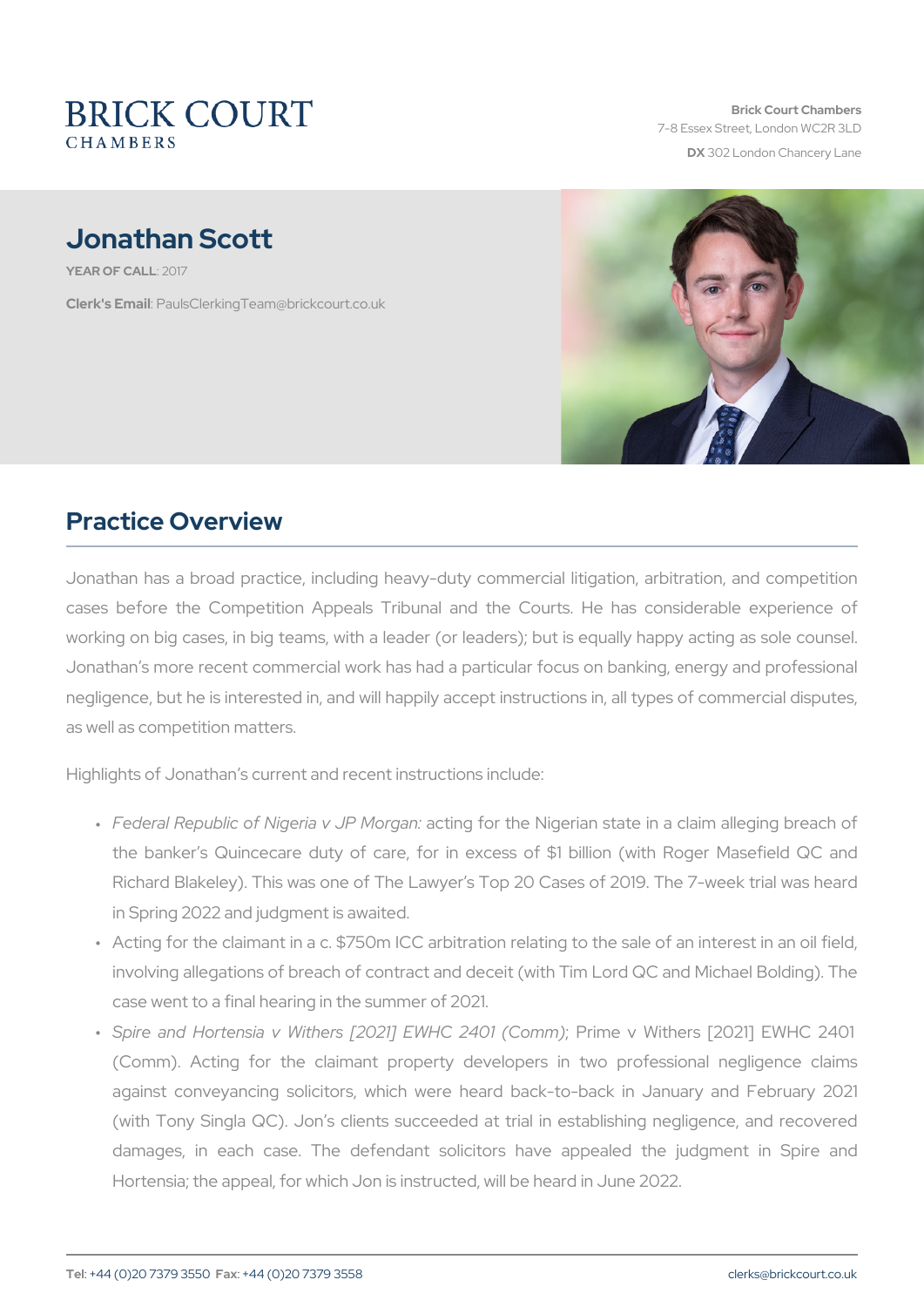BRICK COURT
CHAMBERS

Brick Court Chambers
7-8 Essex Street, London WC2R 3LD
**DX** 302 London Chancery Lane

# Jonathan Scott

**YEAR OF CALL**: 2017

**Clerk's Email**: PaulsClerkingTeam@brickcourt.co.uk

## Practice Overview

Jonathan has a broad practice, including heavy-duty commercial litigation, arbitration, and competition cases before the Competition Appeals Tribunal and the Courts. He has considerable experience of working on big cases, in big teams, with a leader (or leaders); but is equally happy acting as sole counsel. Jonathan's more recent commercial work has had a particular focus on banking, energy and professional negligence, but he is interested in, and will happily accept instructions in, all types of commercial disputes, as well as competition matters.

Highlights of Jonathan's current and recent instructions include:

- *Federal Republic of Nigeria v JP Morgan:* acting for the Nigerian state in a claim alleging breach of the banker's Quincecare duty of care, for in excess of $1 billion (with Roger Masefield QC and Richard Blakeley). This was one of The Lawyer's Top 20 Cases of 2019. The 7-week trial was heard in Spring 2022 and judgment is awaited.
- Acting for the claimant in a c. $750m ICC arbitration relating to the sale of an interest in an oil field, involving allegations of breach of contract and deceit (with Tim Lord QC and Michael Bolding). The case went to a final hearing in the summer of 2021.
- *Spire and Hortensia v Withers [2021] EWHC 2401 (Comm)*; Prime v Withers [2021] EWHC 2401 (Comm). Acting for the claimant property developers in two professional negligence claims against conveyancing solicitors, which were heard back-to-back in January and February 2021 (with Tony Singla QC). Jon's clients succeeded at trial in establishing negligence, and recovered damages, in each case. The defendant solicitors have appealed the judgment in Spire and Hortensia; the appeal, for which Jon is instructed, will be heard in June 2022.

**Tel**: +44 (0)20 7379 3550 **Fax**: +44 (0)20 7379 3558 clerks@brickcourt.co.uk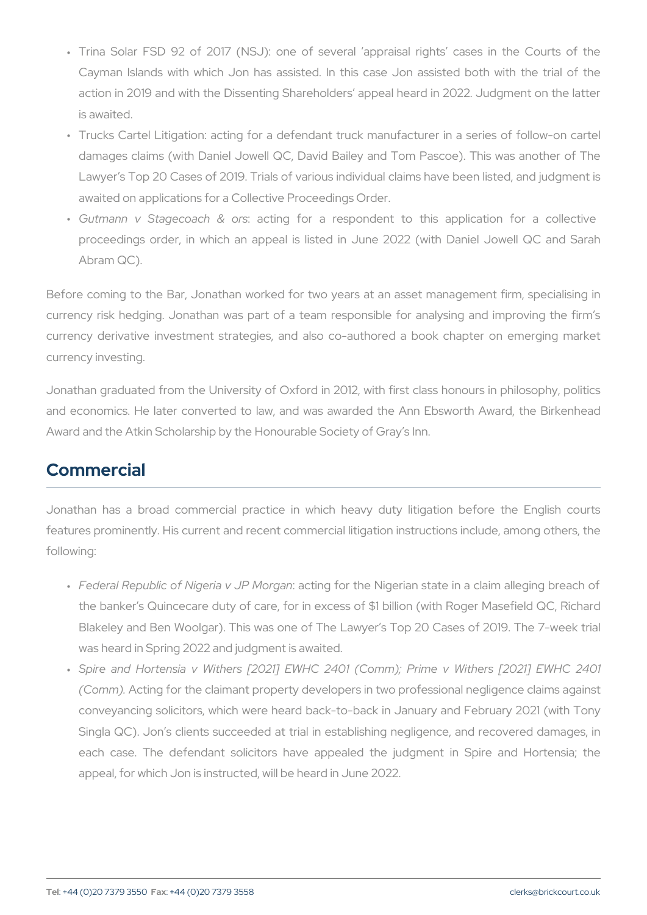- Trina Solar FSD 92 of 2017 (NSJ): one of several 'appraisal rights' cases in the Courts of the Cayman Islands with which Jon has assisted. In this case Jon assisted both with the trial of the action in 2019 and with the Dissenting Shareholders' appeal heard in 2022. Judgment on the latter is awaited.
- Trucks Cartel Litigation: acting for a defendant truck manufacturer in a series of follow-on cartel damages claims (with Daniel Jowell QC, David Bailey and Tom Pascoe). This was another of The Lawyer's Top 20 Cases of 2019. Trials of various individual claims have been listed, and judgment is awaited on applications for a Collective Proceedings Order.
- *Gutmann v Stagecoach & ors*: acting for a respondent to this application for a collective proceedings order, in which an appeal is listed in June 2022 (with Daniel Jowell QC and Sarah Abram QC).

Before coming to the Bar, Jonathan worked for two years at an asset management firm, specialising in currency risk hedging. Jonathan was part of a team responsible for analysing and improving the firm's currency derivative investment strategies, and also co-authored a book chapter on emerging market currency investing.

Jonathan graduated from the University of Oxford in 2012, with first class honours in philosophy, politics and economics. He later converted to law, and was awarded the Ann Ebsworth Award, the Birkenhead Award and the Atkin Scholarship by the Honourable Society of Gray's Inn.

## Commercial

Jonathan has a broad commercial practice in which heavy duty litigation before the English courts features prominently. His current and recent commercial litigation instructions include, among others, the following:

- *Federal Republic of Nigeria v JP Morgan*: acting for the Nigerian state in a claim alleging breach of the banker's Quincecare duty of care, for in excess of $1 billion (with Roger Masefield QC, Richard Blakeley and Ben Woolgar). This was one of The Lawyer's Top 20 Cases of 2019. The 7-week trial was heard in Spring 2022 and judgment is awaited.
- *Spire and Hortensia v Withers [2021] EWHC 2401 (Comm); Prime v Withers [2021] EWHC 2401 (Comm)*. Acting for the claimant property developers in two professional negligence claims against conveyancing solicitors, which were heard back-to-back in January and February 2021 (with Tony Singla QC). Jon's clients succeeded at trial in establishing negligence, and recovered damages, in each case. The defendant solicitors have appealed the judgment in Spire and Hortensia; the appeal, for which Jon is instructed, will be heard in June 2022.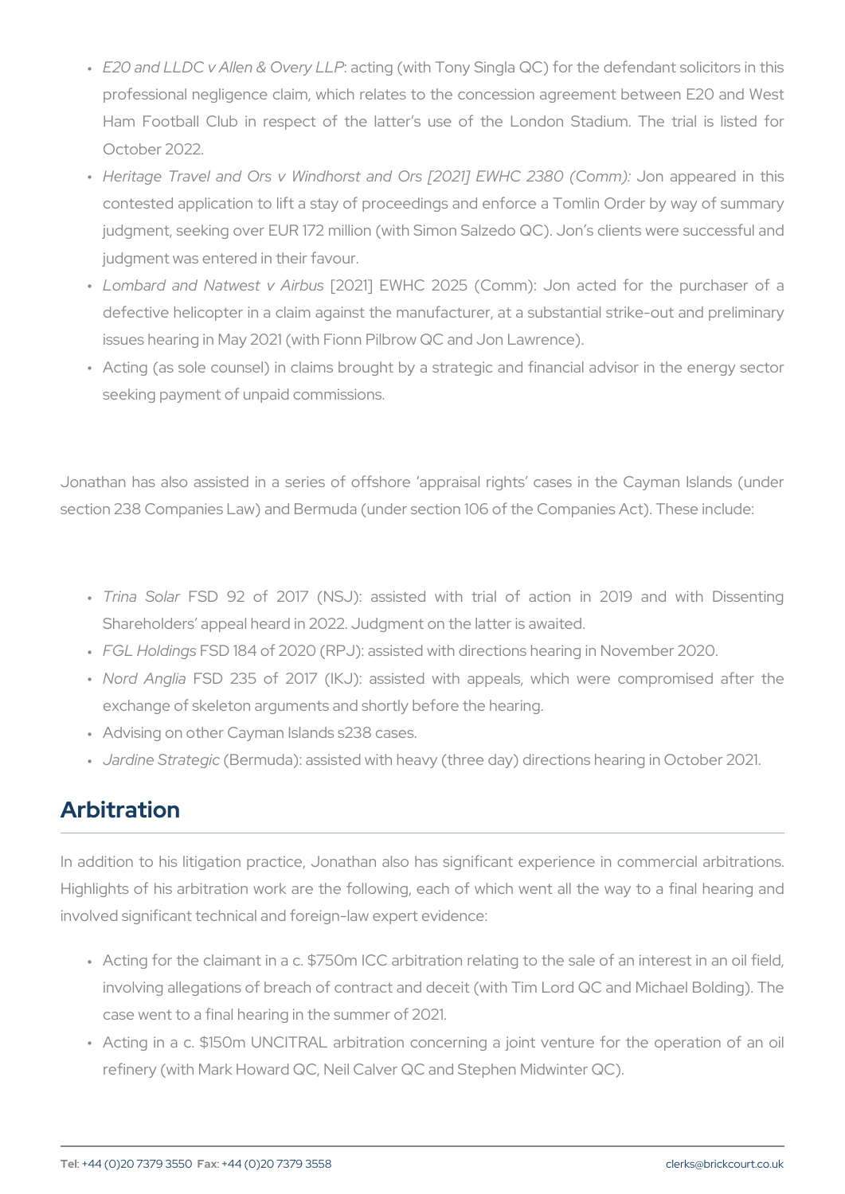- *E20 and LLDC v Allen & Overy LLP*: acting (with Tony Singla QC) for the defendant solicitors in this professional negligence claim, which relates to the concession agreement between E20 and West Ham Football Club in respect of the latter's use of the London Stadium. The trial is listed for October 2022.
- *Heritage Travel and Ors v Windhorst and Ors [2021] EWHC 2380 (Comm):* Jon appeared in this contested application to lift a stay of proceedings and enforce a Tomlin Order by way of summary judgment, seeking over EUR 172 million (with Simon Salzedo QC). Jon's clients were successful and judgment was entered in their favour.
- *Lombard and Natwest v Airbus* [2021] EWHC 2025 (Comm): Jon acted for the purchaser of a defective helicopter in a claim against the manufacturer, at a substantial strike-out and preliminary issues hearing in May 2021 (with Fionn Pilbrow QC and Jon Lawrence).
- Acting (as sole counsel) in claims brought by a strategic and financial advisor in the energy sector seeking payment of unpaid commissions.

Jonathan has also assisted in a series of offshore 'appraisal rights' cases in the Cayman Islands (under section 238 Companies Law) and Bermuda (under section 106 of the Companies Act). These include:

- *Trina Solar* FSD 92 of 2017 (NSJ): assisted with trial of action in 2019 and with Dissenting Shareholders' appeal heard in 2022. Judgment on the latter is awaited.
- *FGL Holdings* FSD 184 of 2020 (RPJ): assisted with directions hearing in November 2020.
- *Nord Anglia* FSD 235 of 2017 (IKJ): assisted with appeals, which were compromised after the exchange of skeleton arguments and shortly before the hearing.
- Advising on other Cayman Islands s238 cases.
- *Jardine Strategic* (Bermuda): assisted with heavy (three day) directions hearing in October 2021.

## Arbitration

In addition to his litigation practice, Jonathan also has significant experience in commercial arbitrations. Highlights of his arbitration work are the following, each of which went all the way to a final hearing and involved significant technical and foreign-law expert evidence:

- Acting for the claimant in a c. $750m ICC arbitration relating to the sale of an interest in an oil field, involving allegations of breach of contract and deceit (with Tim Lord QC and Michael Bolding). The case went to a final hearing in the summer of 2021.
- Acting in a c. $150m UNCITRAL arbitration concerning a joint venture for the operation of an oil refinery (with Mark Howard QC, Neil Calver QC and Stephen Midwinter QC).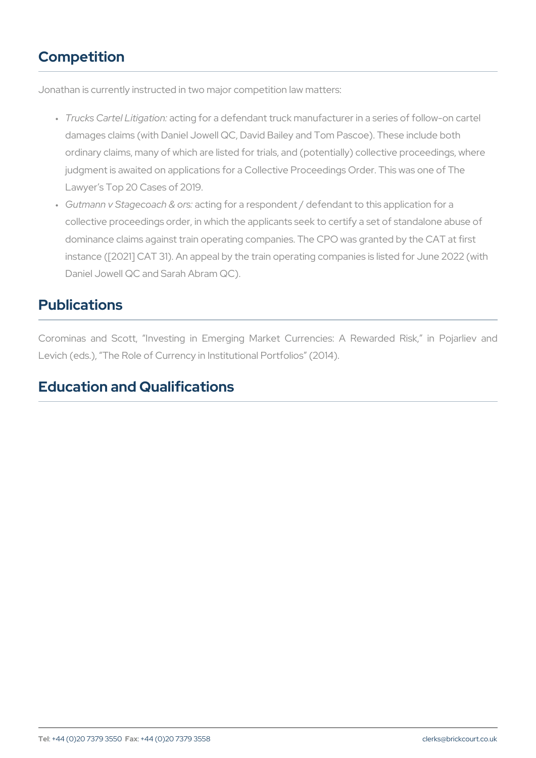## Competition

Jonathan is currently instructed in two major competition law matters:

- *Trucks Cartel Litigation:* acting for a defendant truck manufacturer in a series of follow-on cartel damages claims (with Daniel Jowell QC, David Bailey and Tom Pascoe). These include both ordinary claims, many of which are listed for trials, and (potentially) collective proceedings, where judgment is awaited on applications for a Collective Proceedings Order. This was one of The Lawyer's Top 20 Cases of 2019.
- *Gutmann v Stagecoach & ors:* acting for a respondent / defendant to this application for a collective proceedings order, in which the applicants seek to certify a set of standalone abuse of dominance claims against train operating companies. The CPO was granted by the CAT at first instance ([2021] CAT 31). An appeal by the train operating companies is listed for June 2022 (with Daniel Jowell QC and Sarah Abram QC).

## Publications

Corominas and Scott, "Investing in Emerging Market Currencies: A Rewarded Risk," in Pojarliev and Levich (eds.), "The Role of Currency in Institutional Portfolios" (2014).

## Education and Qualifications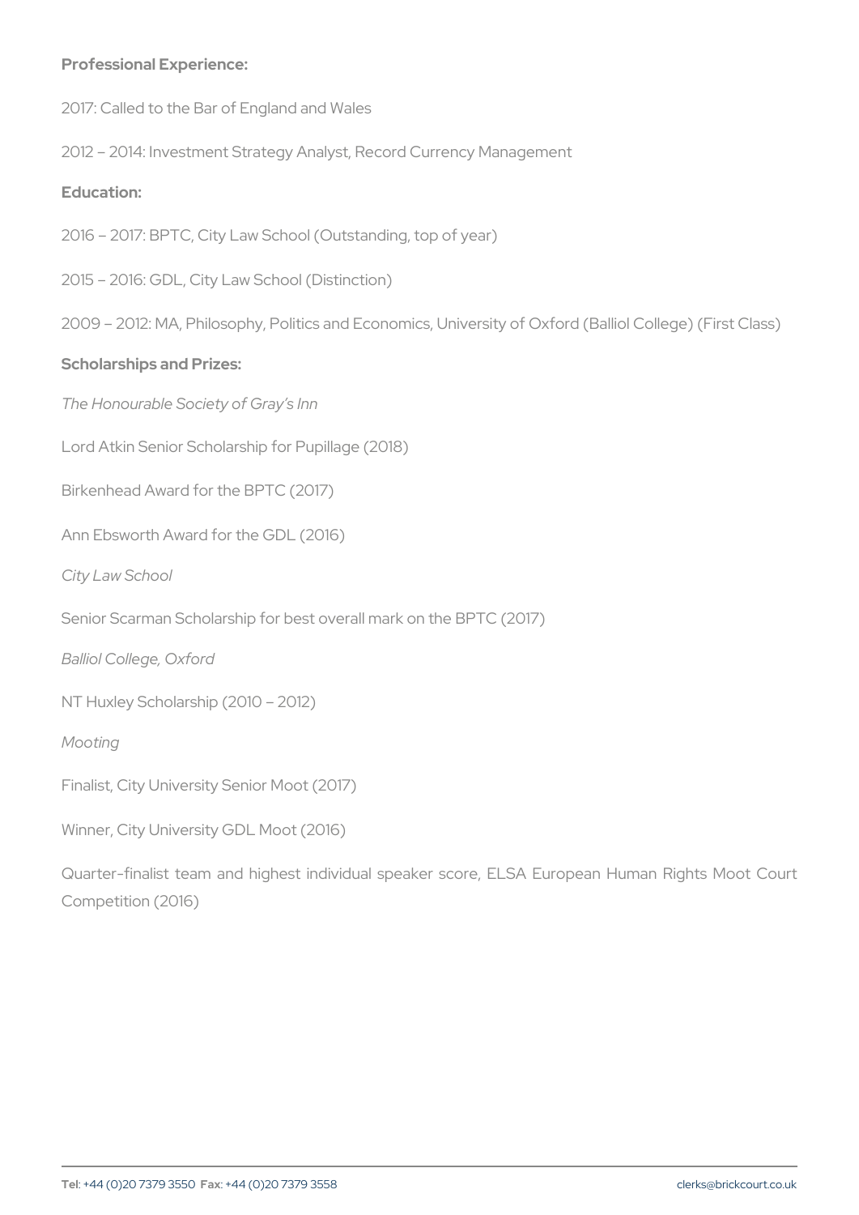**Professional Experience:**

2017: Called to the Bar of England and Wales

2012 – 2014: Investment Strategy Analyst, Record Currency Management

**Education:**

2016 – 2017: BPTC, City Law School (Outstanding, top of year)

2015 – 2016: GDL, City Law School (Distinction)

2009 – 2012: MA, Philosophy, Politics and Economics, University of Oxford (Balliol College) (First Class)

**Scholarships and Prizes:**

*The Honourable Society of Gray's Inn*

Lord Atkin Senior Scholarship for Pupillage (2018)

Birkenhead Award for the BPTC (2017)

Ann Ebsworth Award for the GDL (2016)

*City Law School*

Senior Scarman Scholarship for best overall mark on the BPTC (2017)

*Balliol College, Oxford*

NT Huxley Scholarship (2010 – 2012)

*Mooting*

Finalist, City University Senior Moot (2017)

Winner, City University GDL Moot (2016)

Quarter-finalist team and highest individual speaker score, ELSA European Human Rights Moot Court Competition (2016)